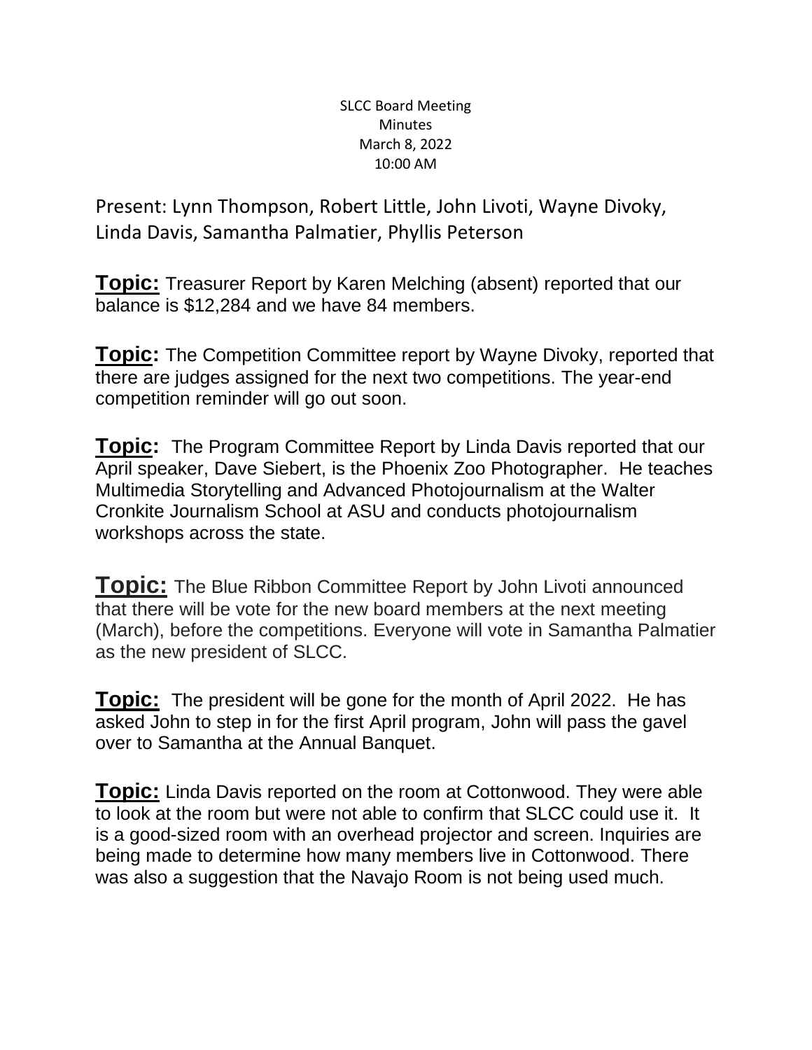SLCC Board Meeting
Minutes
March 8, 2022
10:00 AM

Present: Lynn Thompson, Robert Little, John Livoti, Wayne Divoky, Linda Davis, Samantha Palmatier, Phyllis Peterson

**Topic:** Treasurer Report by Karen Melching (absent) reported that our balance is $12,284 and we have 84 members.

**Topic:** The Competition Committee report by Wayne Divoky, reported that there are judges assigned for the next two competitions. The year-end competition reminder will go out soon.

**Topic:** The Program Committee Report by Linda Davis reported that our April speaker, Dave Siebert, is the Phoenix Zoo Photographer. He teaches Multimedia Storytelling and Advanced Photojournalism at the Walter Cronkite Journalism School at ASU and conducts photojournalism workshops across the state.

**Topic:** The Blue Ribbon Committee Report by John Livoti announced that there will be vote for the new board members at the next meeting (March), before the competitions. Everyone will vote in Samantha Palmatier as the new president of SLCC.

**Topic:** The president will be gone for the month of April 2022. He has asked John to step in for the first April program, John will pass the gavel over to Samantha at the Annual Banquet.

**Topic:** Linda Davis reported on the room at Cottonwood. They were able to look at the room but were not able to confirm that SLCC could use it. It is a good-sized room with an overhead projector and screen. Inquiries are being made to determine how many members live in Cottonwood. There was also a suggestion that the Navajo Room is not being used much.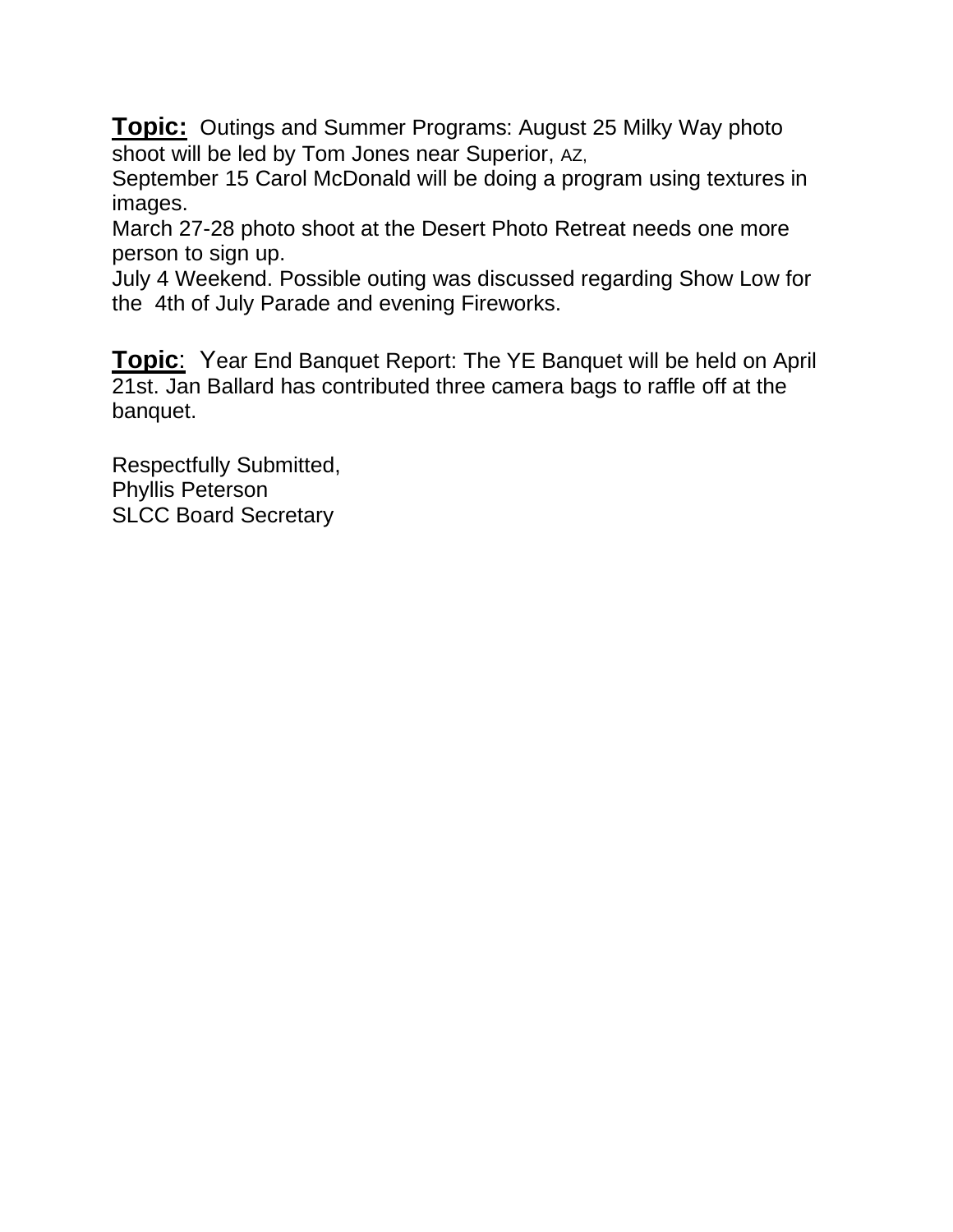**Topic:** Outings and Summer Programs: August 25 Milky Way photo shoot will be led by Tom Jones near Superior, AZ,
September 15 Carol McDonald will be doing a program using textures in images.
March 27-28 photo shoot at the Desert Photo Retreat needs one more person to sign up.
July 4 Weekend. Possible outing was discussed regarding Show Low for the 4th of July Parade and evening Fireworks.

**Topic**: Year End Banquet Report: The YE Banquet will be held on April 21st. Jan Ballard has contributed three camera bags to raffle off at the banquet.

Respectfully Submitted,
Phyllis Peterson
SLCC Board Secretary